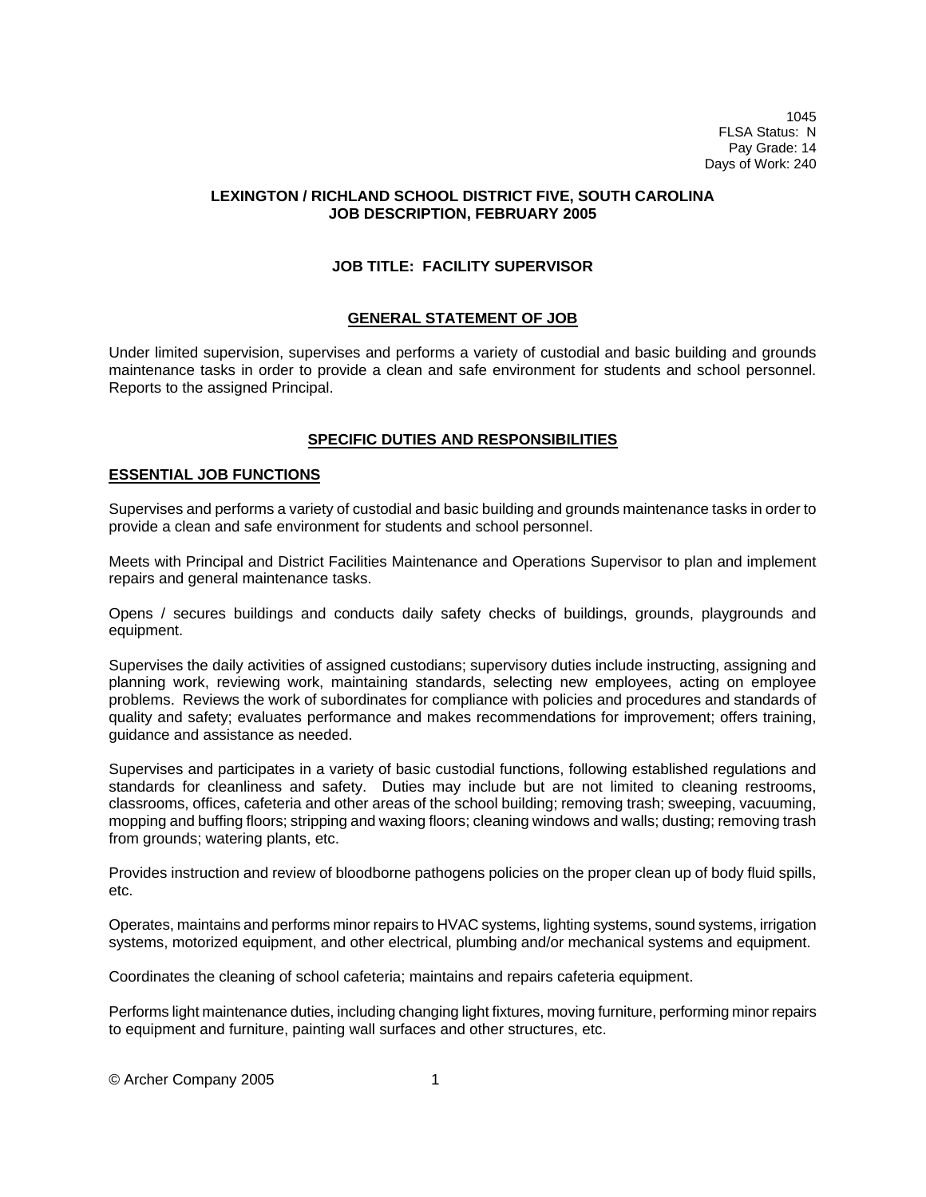1045
FLSA Status: N
Pay Grade: 14
Days of Work: 240

**LEXINGTON / RICHLAND SCHOOL DISTRICT FIVE, SOUTH CAROLINA**
**JOB DESCRIPTION, FEBRUARY 2005**

# JOB TITLE: FACILITY SUPERVISOR

## GENERAL STATEMENT OF JOB

Under limited supervision, supervises and performs a variety of custodial and basic building and grounds maintenance tasks in order to provide a clean and safe environment for students and school personnel. Reports to the assigned Principal.

## SPECIFIC DUTIES AND RESPONSIBILITIES

### ESSENTIAL JOB FUNCTIONS

Supervises and performs a variety of custodial and basic building and grounds maintenance tasks in order to provide a clean and safe environment for students and school personnel.

Meets with Principal and District Facilities Maintenance and Operations Supervisor to plan and implement repairs and general maintenance tasks.

Opens / secures buildings and conducts daily safety checks of buildings, grounds, playgrounds and equipment.

Supervises the daily activities of assigned custodians; supervisory duties include instructing, assigning and planning work, reviewing work, maintaining standards, selecting new employees, acting on employee problems. Reviews the work of subordinates for compliance with policies and procedures and standards of quality and safety; evaluates performance and makes recommendations for improvement; offers training, guidance and assistance as needed.

Supervises and participates in a variety of basic custodial functions, following established regulations and standards for cleanliness and safety. Duties may include but are not limited to cleaning restrooms, classrooms, offices, cafeteria and other areas of the school building; removing trash; sweeping, vacuuming, mopping and buffing floors; stripping and waxing floors; cleaning windows and walls; dusting; removing trash from grounds; watering plants, etc.

Provides instruction and review of bloodborne pathogens policies on the proper clean up of body fluid spills, etc.

Operates, maintains and performs minor repairs to HVAC systems, lighting systems, sound systems, irrigation systems, motorized equipment, and other electrical, plumbing and/or mechanical systems and equipment.

Coordinates the cleaning of school cafeteria; maintains and repairs cafeteria equipment.

Performs light maintenance duties, including changing light fixtures, moving furniture, performing minor repairs to equipment and furniture, painting wall surfaces and other structures, etc.

© Archer Company 2005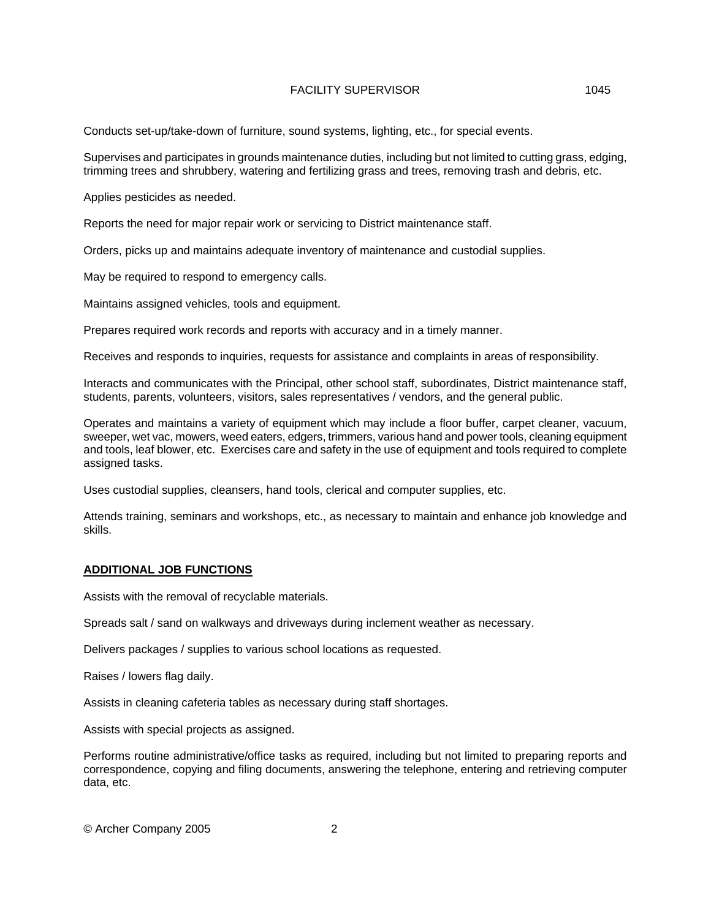Conducts set-up/take-down of furniture, sound systems, lighting, etc., for special events.

Supervises and participates in grounds maintenance duties, including but not limited to cutting grass, edging, trimming trees and shrubbery, watering and fertilizing grass and trees, removing trash and debris, etc.

Applies pesticides as needed.

Reports the need for major repair work or servicing to District maintenance staff.

Orders, picks up and maintains adequate inventory of maintenance and custodial supplies.

May be required to respond to emergency calls.

Maintains assigned vehicles, tools and equipment.

Prepares required work records and reports with accuracy and in a timely manner.

Receives and responds to inquiries, requests for assistance and complaints in areas of responsibility.

Interacts and communicates with the Principal, other school staff, subordinates, District maintenance staff, students, parents, volunteers, visitors, sales representatives / vendors, and the general public.

Operates and maintains a variety of equipment which may include a floor buffer, carpet cleaner, vacuum, sweeper, wet vac, mowers, weed eaters, edgers, trimmers, various hand and power tools, cleaning equipment and tools, leaf blower, etc. Exercises care and safety in the use of equipment and tools required to complete assigned tasks.

Uses custodial supplies, cleansers, hand tools, clerical and computer supplies, etc.

Attends training, seminars and workshops, etc., as necessary to maintain and enhance job knowledge and skills.

## ADDITIONAL JOB FUNCTIONS

Assists with the removal of recyclable materials.

Spreads salt / sand on walkways and driveways during inclement weather as necessary.

Delivers packages / supplies to various school locations as requested.

Raises / lowers flag daily.

Assists in cleaning cafeteria tables as necessary during staff shortages.

Assists with special projects as assigned.

Performs routine administrative/office tasks as required, including but not limited to preparing reports and correspondence, copying and filing documents, answering the telephone, entering and retrieving computer data, etc.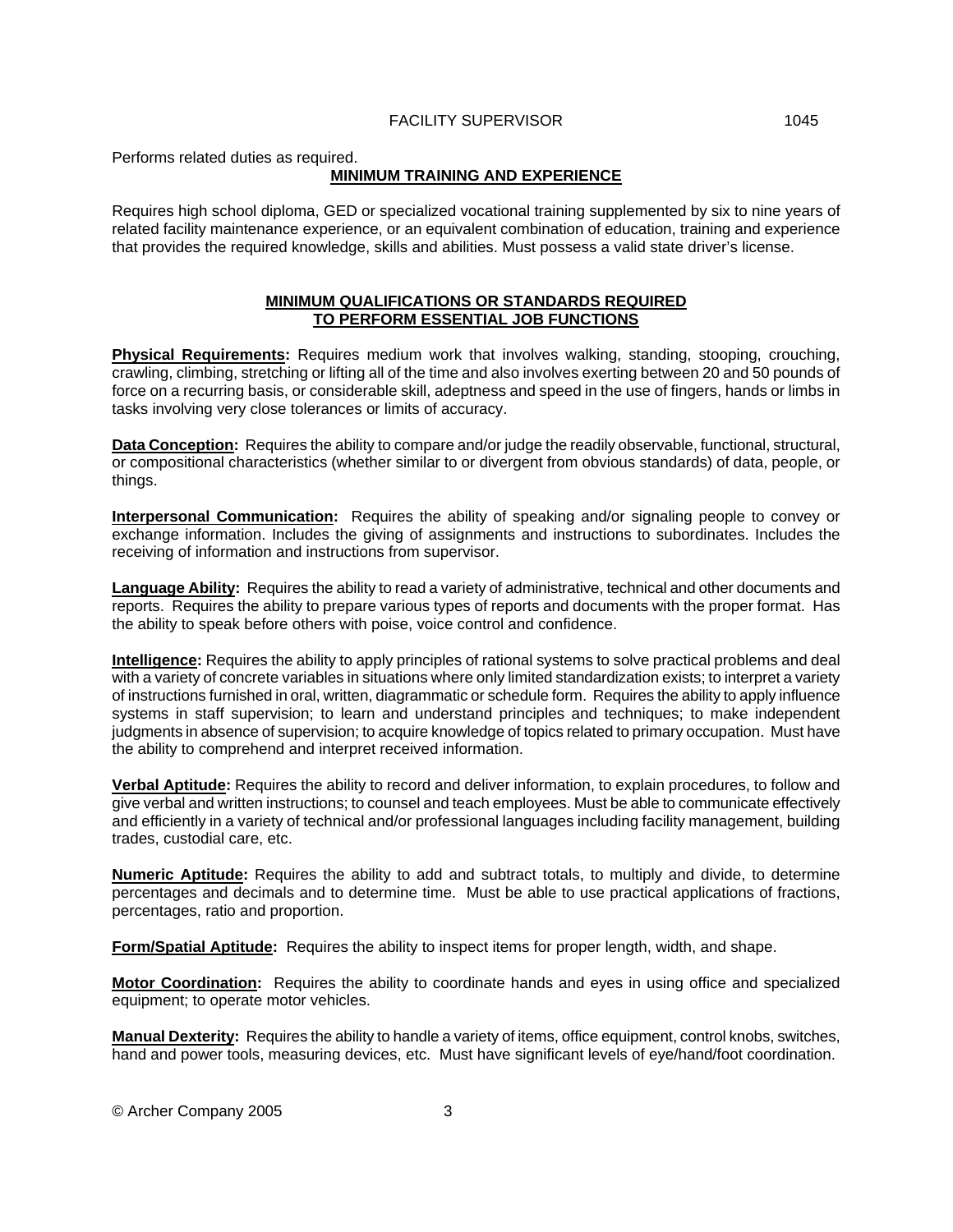Performs related duties as required.

## MINIMUM TRAINING AND EXPERIENCE

Requires high school diploma, GED or specialized vocational training supplemented by six to nine years of related facility maintenance experience, or an equivalent combination of education, training and experience that provides the required knowledge, skills and abilities. Must possess a valid state driver's license.

## MINIMUM QUALIFICATIONS OR STANDARDS REQUIRED TO PERFORM ESSENTIAL JOB FUNCTIONS

**Physical Requirements:** Requires medium work that involves walking, standing, stooping, crouching, crawling, climbing, stretching or lifting all of the time and also involves exerting between 20 and 50 pounds of force on a recurring basis, or considerable skill, adeptness and speed in the use of fingers, hands or limbs in tasks involving very close tolerances or limits of accuracy.

**Data Conception:** Requires the ability to compare and/or judge the readily observable, functional, structural, or compositional characteristics (whether similar to or divergent from obvious standards) of data, people, or things.

**Interpersonal Communication:** Requires the ability of speaking and/or signaling people to convey or exchange information. Includes the giving of assignments and instructions to subordinates. Includes the receiving of information and instructions from supervisor.

**Language Ability:** Requires the ability to read a variety of administrative, technical and other documents and reports. Requires the ability to prepare various types of reports and documents with the proper format. Has the ability to speak before others with poise, voice control and confidence.

**Intelligence:** Requires the ability to apply principles of rational systems to solve practical problems and deal with a variety of concrete variables in situations where only limited standardization exists; to interpret a variety of instructions furnished in oral, written, diagrammatic or schedule form. Requires the ability to apply influence systems in staff supervision; to learn and understand principles and techniques; to make independent judgments in absence of supervision; to acquire knowledge of topics related to primary occupation. Must have the ability to comprehend and interpret received information.

**Verbal Aptitude:** Requires the ability to record and deliver information, to explain procedures, to follow and give verbal and written instructions; to counsel and teach employees. Must be able to communicate effectively and efficiently in a variety of technical and/or professional languages including facility management, building trades, custodial care, etc.

**Numeric Aptitude:** Requires the ability to add and subtract totals, to multiply and divide, to determine percentages and decimals and to determine time. Must be able to use practical applications of fractions, percentages, ratio and proportion.

**Form/Spatial Aptitude:** Requires the ability to inspect items for proper length, width, and shape.

**Motor Coordination:** Requires the ability to coordinate hands and eyes in using office and specialized equipment; to operate motor vehicles.

**Manual Dexterity:** Requires the ability to handle a variety of items, office equipment, control knobs, switches, hand and power tools, measuring devices, etc. Must have significant levels of eye/hand/foot coordination.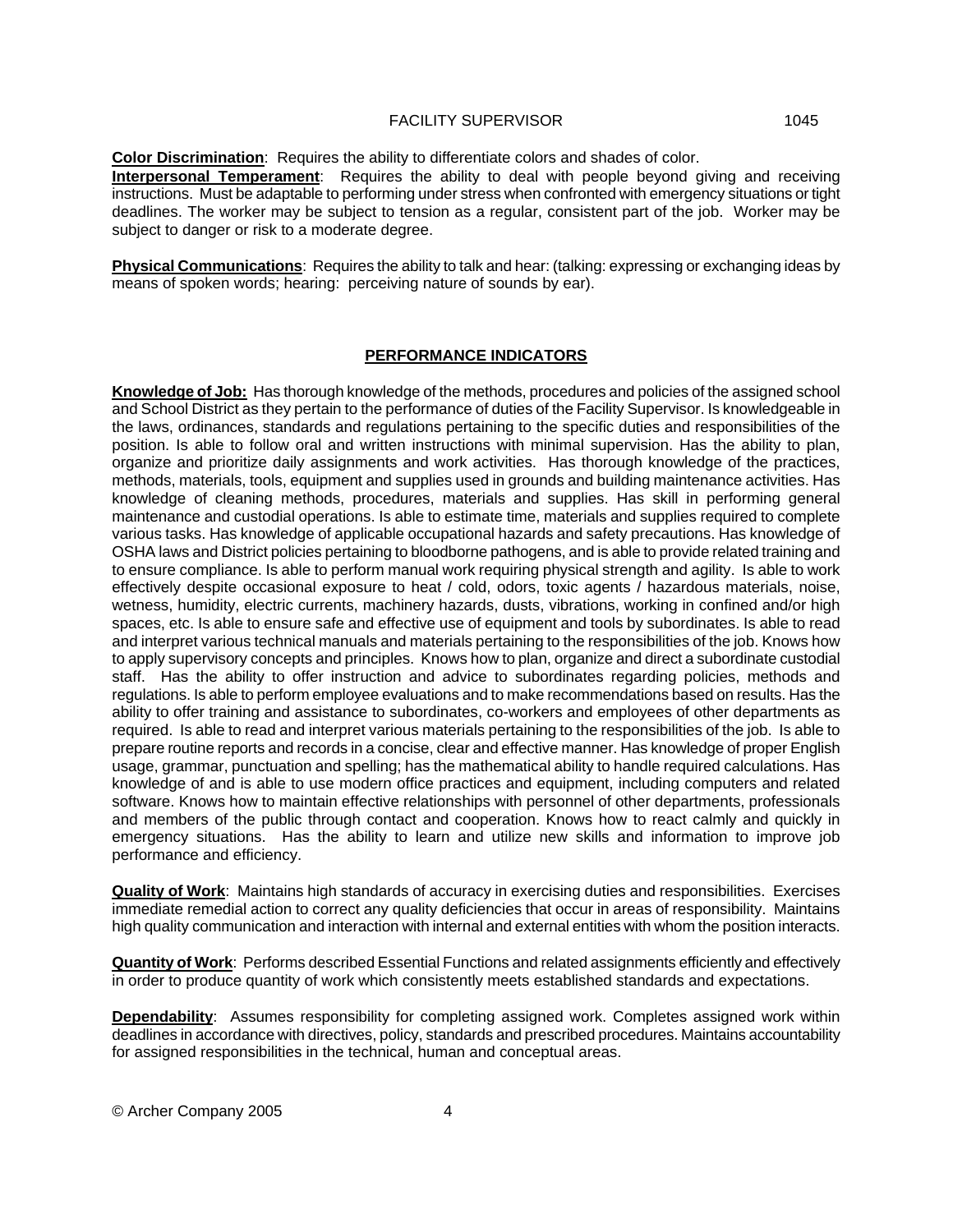**Color Discrimination**: Requires the ability to differentiate colors and shades of color.

**Interpersonal Temperament**: Requires the ability to deal with people beyond giving and receiving instructions. Must be adaptable to performing under stress when confronted with emergency situations or tight deadlines. The worker may be subject to tension as a regular, consistent part of the job. Worker may be subject to danger or risk to a moderate degree.

**Physical Communications**: Requires the ability to talk and hear: (talking: expressing or exchanging ideas by means of spoken words; hearing: perceiving nature of sounds by ear).

## PERFORMANCE INDICATORS

**Knowledge of Job:** Has thorough knowledge of the methods, procedures and policies of the assigned school and School District as they pertain to the performance of duties of the Facility Supervisor. Is knowledgeable in the laws, ordinances, standards and regulations pertaining to the specific duties and responsibilities of the position. Is able to follow oral and written instructions with minimal supervision. Has the ability to plan, organize and prioritize daily assignments and work activities. Has thorough knowledge of the practices, methods, materials, tools, equipment and supplies used in grounds and building maintenance activities. Has knowledge of cleaning methods, procedures, materials and supplies. Has skill in performing general maintenance and custodial operations. Is able to estimate time, materials and supplies required to complete various tasks. Has knowledge of applicable occupational hazards and safety precautions. Has knowledge of OSHA laws and District policies pertaining to bloodborne pathogens, and is able to provide related training and to ensure compliance. Is able to perform manual work requiring physical strength and agility. Is able to work effectively despite occasional exposure to heat / cold, odors, toxic agents / hazardous materials, noise, wetness, humidity, electric currents, machinery hazards, dusts, vibrations, working in confined and/or high spaces, etc. Is able to ensure safe and effective use of equipment and tools by subordinates. Is able to read and interpret various technical manuals and materials pertaining to the responsibilities of the job. Knows how to apply supervisory concepts and principles. Knows how to plan, organize and direct a subordinate custodial staff. Has the ability to offer instruction and advice to subordinates regarding policies, methods and regulations. Is able to perform employee evaluations and to make recommendations based on results. Has the ability to offer training and assistance to subordinates, co-workers and employees of other departments as required. Is able to read and interpret various materials pertaining to the responsibilities of the job. Is able to prepare routine reports and records in a concise, clear and effective manner. Has knowledge of proper English usage, grammar, punctuation and spelling; has the mathematical ability to handle required calculations. Has knowledge of and is able to use modern office practices and equipment, including computers and related software. Knows how to maintain effective relationships with personnel of other departments, professionals and members of the public through contact and cooperation. Knows how to react calmly and quickly in emergency situations. Has the ability to learn and utilize new skills and information to improve job performance and efficiency.

**Quality of Work**: Maintains high standards of accuracy in exercising duties and responsibilities. Exercises immediate remedial action to correct any quality deficiencies that occur in areas of responsibility. Maintains high quality communication and interaction with internal and external entities with whom the position interacts.

**Quantity of Work**: Performs described Essential Functions and related assignments efficiently and effectively in order to produce quantity of work which consistently meets established standards and expectations.

**Dependability**: Assumes responsibility for completing assigned work. Completes assigned work within deadlines in accordance with directives, policy, standards and prescribed procedures. Maintains accountability for assigned responsibilities in the technical, human and conceptual areas.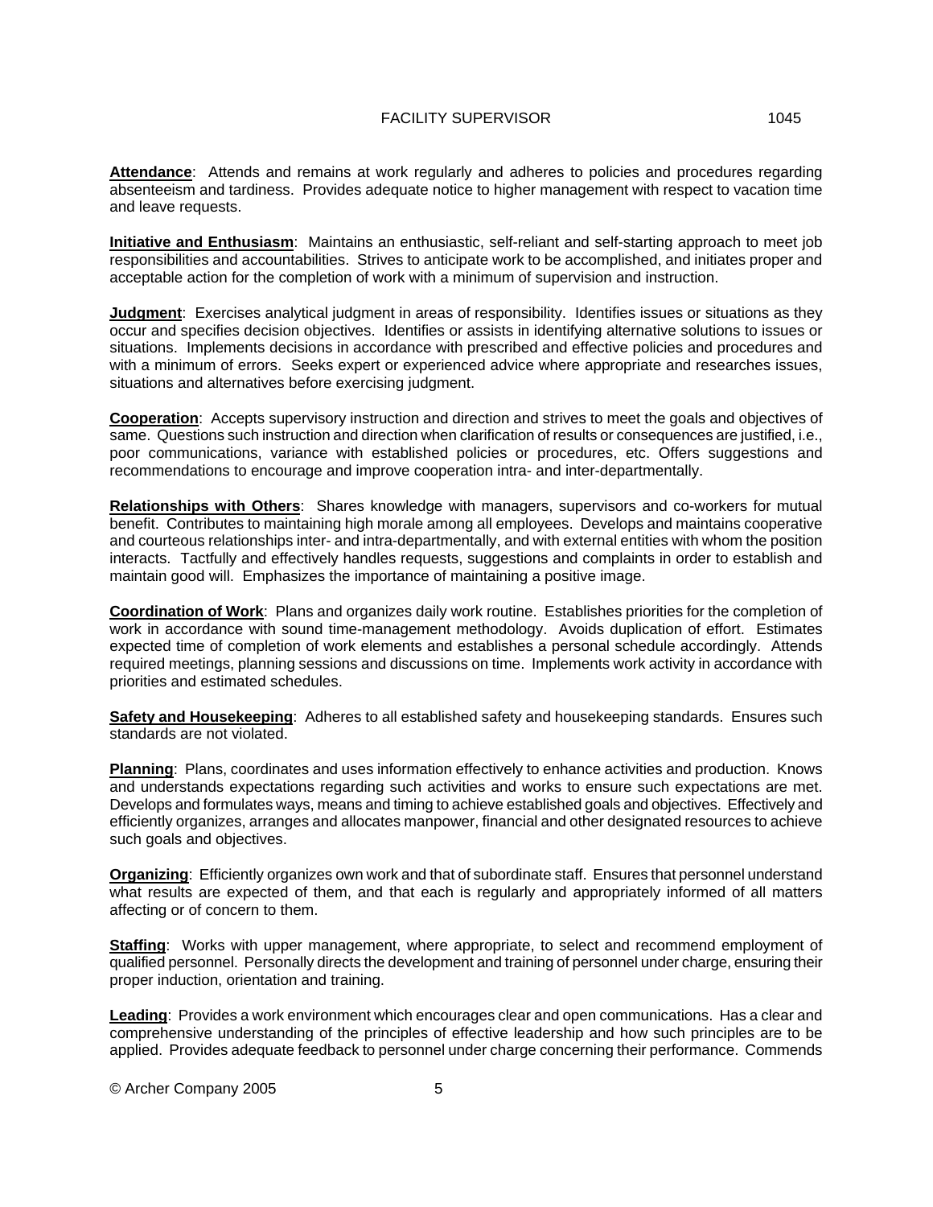**Attendance**: Attends and remains at work regularly and adheres to policies and procedures regarding absenteeism and tardiness. Provides adequate notice to higher management with respect to vacation time and leave requests.

**Initiative and Enthusiasm**: Maintains an enthusiastic, self-reliant and self-starting approach to meet job responsibilities and accountabilities. Strives to anticipate work to be accomplished, and initiates proper and acceptable action for the completion of work with a minimum of supervision and instruction.

**Judgment**: Exercises analytical judgment in areas of responsibility. Identifies issues or situations as they occur and specifies decision objectives. Identifies or assists in identifying alternative solutions to issues or situations. Implements decisions in accordance with prescribed and effective policies and procedures and with a minimum of errors. Seeks expert or experienced advice where appropriate and researches issues, situations and alternatives before exercising judgment.

**Cooperation**: Accepts supervisory instruction and direction and strives to meet the goals and objectives of same. Questions such instruction and direction when clarification of results or consequences are justified, i.e., poor communications, variance with established policies or procedures, etc. Offers suggestions and recommendations to encourage and improve cooperation intra- and inter-departmentally.

**Relationships with Others**: Shares knowledge with managers, supervisors and co-workers for mutual benefit. Contributes to maintaining high morale among all employees. Develops and maintains cooperative and courteous relationships inter- and intra-departmentally, and with external entities with whom the position interacts. Tactfully and effectively handles requests, suggestions and complaints in order to establish and maintain good will. Emphasizes the importance of maintaining a positive image.

**Coordination of Work**: Plans and organizes daily work routine. Establishes priorities for the completion of work in accordance with sound time-management methodology. Avoids duplication of effort. Estimates expected time of completion of work elements and establishes a personal schedule accordingly. Attends required meetings, planning sessions and discussions on time. Implements work activity in accordance with priorities and estimated schedules.

**Safety and Housekeeping**: Adheres to all established safety and housekeeping standards. Ensures such standards are not violated.

**Planning**: Plans, coordinates and uses information effectively to enhance activities and production. Knows and understands expectations regarding such activities and works to ensure such expectations are met. Develops and formulates ways, means and timing to achieve established goals and objectives. Effectively and efficiently organizes, arranges and allocates manpower, financial and other designated resources to achieve such goals and objectives.

**Organizing**: Efficiently organizes own work and that of subordinate staff. Ensures that personnel understand what results are expected of them, and that each is regularly and appropriately informed of all matters affecting or of concern to them.

**Staffing**: Works with upper management, where appropriate, to select and recommend employment of qualified personnel. Personally directs the development and training of personnel under charge, ensuring their proper induction, orientation and training.

**Leading**: Provides a work environment which encourages clear and open communications. Has a clear and comprehensive understanding of the principles of effective leadership and how such principles are to be applied. Provides adequate feedback to personnel under charge concerning their performance. Commends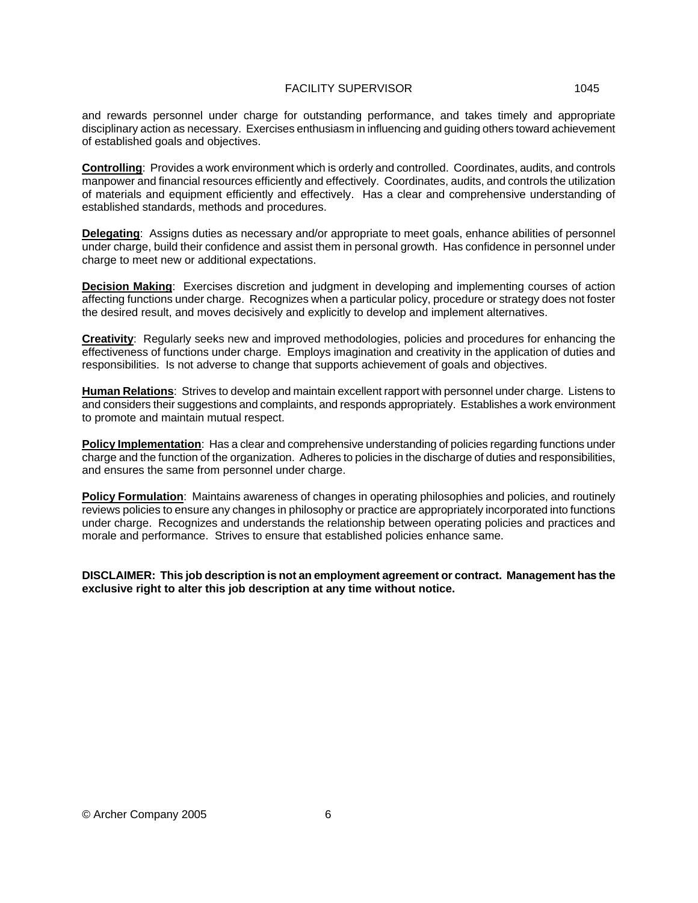and rewards personnel under charge for outstanding performance, and takes timely and appropriate disciplinary action as necessary. Exercises enthusiasm in influencing and guiding others toward achievement of established goals and objectives.

**Controlling**: Provides a work environment which is orderly and controlled. Coordinates, audits, and controls manpower and financial resources efficiently and effectively. Coordinates, audits, and controls the utilization of materials and equipment efficiently and effectively. Has a clear and comprehensive understanding of established standards, methods and procedures.

**Delegating**: Assigns duties as necessary and/or appropriate to meet goals, enhance abilities of personnel under charge, build their confidence and assist them in personal growth. Has confidence in personnel under charge to meet new or additional expectations.

**Decision Making**: Exercises discretion and judgment in developing and implementing courses of action affecting functions under charge. Recognizes when a particular policy, procedure or strategy does not foster the desired result, and moves decisively and explicitly to develop and implement alternatives.

**Creativity**: Regularly seeks new and improved methodologies, policies and procedures for enhancing the effectiveness of functions under charge. Employs imagination and creativity in the application of duties and responsibilities. Is not adverse to change that supports achievement of goals and objectives.

**Human Relations**: Strives to develop and maintain excellent rapport with personnel under charge. Listens to and considers their suggestions and complaints, and responds appropriately. Establishes a work environment to promote and maintain mutual respect.

**Policy Implementation**: Has a clear and comprehensive understanding of policies regarding functions under charge and the function of the organization. Adheres to policies in the discharge of duties and responsibilities, and ensures the same from personnel under charge.

**Policy Formulation**: Maintains awareness of changes in operating philosophies and policies, and routinely reviews policies to ensure any changes in philosophy or practice are appropriately incorporated into functions under charge. Recognizes and understands the relationship between operating policies and practices and morale and performance. Strives to ensure that established policies enhance same.

**DISCLAIMER: This job description is not an employment agreement or contract. Management has the exclusive right to alter this job description at any time without notice.**

© Archer Company 2005